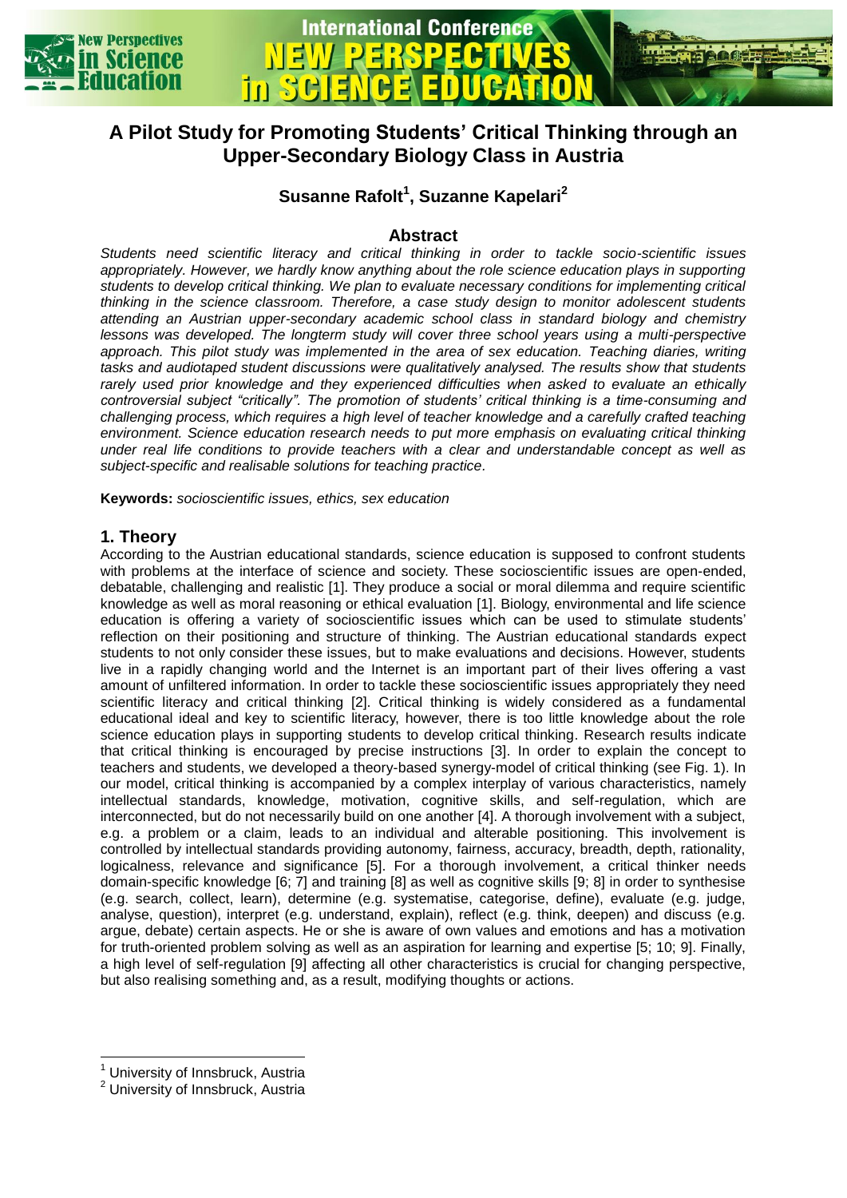# A Pilot Study for Promoting Students' Critical Thinking through an Upper-Secondary Biology Class in Austria

**Susanne Rafolt[1], Suzanne Kapelari[2]**

## Abstract

*Students need scientific literacy and critical thinking in order to tackle socio-scientific issues appropriately. However, we hardly know anything about the role science education plays in supporting students to develop critical thinking. We plan to evaluate necessary conditions for implementing critical thinking in the science classroom. Therefore, a case study design to monitor adolescent students attending an Austrian upper-secondary academic school class in standard biology and chemistry lessons was developed. The longterm study will cover three school years using a multi-perspective approach. This pilot study was implemented in the area of sex education. Teaching diaries, writing tasks and audiotaped student discussions were qualitatively analysed. The results show that students rarely used prior knowledge and they experienced difficulties when asked to evaluate an ethically controversial subject "critically". The promotion of students' critical thinking is a time-consuming and challenging process, which requires a high level of teacher knowledge and a carefully crafted teaching environment. Science education research needs to put more emphasis on evaluating critical thinking under real life conditions to provide teachers with a clear and understandable concept as well as subject-specific and realisable solutions for teaching practice.*

**Keywords:** *socioscientific issues, ethics, sex education*

## 1. Theory

According to the Austrian educational standards, science education is supposed to confront students with problems at the interface of science and society. These socioscientific issues are open-ended, debatable, challenging and realistic [1]. They produce a social or moral dilemma and require scientific knowledge as well as moral reasoning or ethical evaluation [1]. Biology, environmental and life science education is offering a variety of socioscientific issues which can be used to stimulate students' reflection on their positioning and structure of thinking. The Austrian educational standards expect students to not only consider these issues, but to make evaluations and decisions. However, students live in a rapidly changing world and the Internet is an important part of their lives offering a vast amount of unfiltered information. In order to tackle these socioscientific issues appropriately they need scientific literacy and critical thinking [2]. Critical thinking is widely considered as a fundamental educational ideal and key to scientific literacy, however, there is too little knowledge about the role science education plays in supporting students to develop critical thinking. Research results indicate that critical thinking is encouraged by precise instructions [3]. In order to explain the concept to teachers and students, we developed a theory-based synergy-model of critical thinking (see Fig. 1). In our model, critical thinking is accompanied by a complex interplay of various characteristics, namely intellectual standards, knowledge, motivation, cognitive skills, and self-regulation, which are interconnected, but do not necessarily build on one another [4]. A thorough involvement with a subject, e.g. a problem or a claim, leads to an individual and alterable positioning. This involvement is controlled by intellectual standards providing autonomy, fairness, accuracy, breadth, depth, rationality, logicalness, relevance and significance [5]. For a thorough involvement, a critical thinker needs domain-specific knowledge [6; 7] and training [8] as well as cognitive skills [9; 8] in order to synthesise (e.g. search, collect, learn), determine (e.g. systematise, categorise, define), evaluate (e.g. judge, analyse, question), interpret (e.g. understand, explain), reflect (e.g. think, deepen) and discuss (e.g. argue, debate) certain aspects. He or she is aware of own values and emotions and has a motivation for truth-oriented problem solving as well as an aspiration for learning and expertise [5; 10; 9]. Finally, a high level of self-regulation [9] affecting all other characteristics is crucial for changing perspective, but also realising something and, as a result, modifying thoughts or actions.

[1] University of Innsbruck, Austria

[2] University of Innsbruck, Austria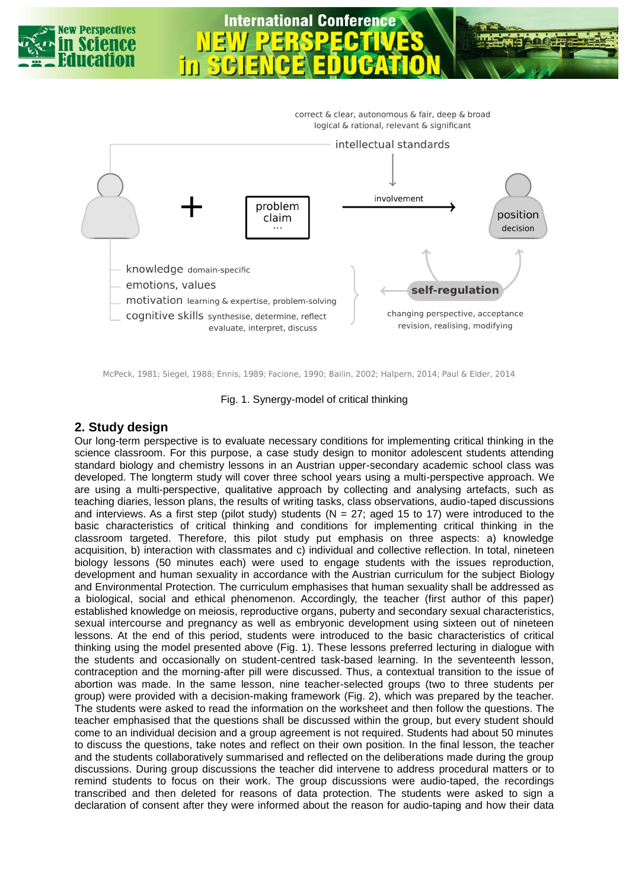correct & clear, autonomous & fair, deep & broad
logical & rational, relevant & significant

intellectual standards

problem
claim
...

involvement

position
decision

knowledge domain-specific
emotions, values
motivation learning & expertise, problem-solving
cognitive skills synthesise, determine, reflect evaluate, interpret, discuss

self-regulation

changing perspective, acceptance
revision, realising, modifying

McPeck, 1981; Siegel, 1988; Ennis, 1989; Facione, 1990; Bailin, 2002; Halpern, 2014; Paul & Elder, 2014

Fig. 1. Synergy-model of critical thinking

## 2. Study design

Our long-term perspective is to evaluate necessary conditions for implementing critical thinking in the science classroom. For this purpose, a case study design to monitor adolescent students attending standard biology and chemistry lessons in an Austrian upper-secondary academic school class was developed. The longterm study will cover three school years using a multi-perspective approach. We are using a multi-perspective, qualitative approach by collecting and analysing artefacts, such as teaching diaries, lesson plans, the results of writing tasks, class observations, audio-taped discussions and interviews. As a first step (pilot study) students (N = 27; aged 15 to 17) were introduced to the basic characteristics of critical thinking and conditions for implementing critical thinking in the classroom targeted. Therefore, this pilot study put emphasis on three aspects: a) knowledge acquisition, b) interaction with classmates and c) individual and collective reflection. In total, nineteen biology lessons (50 minutes each) were used to engage students with the issues reproduction, development and human sexuality in accordance with the Austrian curriculum for the subject Biology and Environmental Protection. The curriculum emphasises that human sexuality shall be addressed as a biological, social and ethical phenomenon. Accordingly, the teacher (first author of this paper) established knowledge on meiosis, reproductive organs, puberty and secondary sexual characteristics, sexual intercourse and pregnancy as well as embryonic development using sixteen out of nineteen lessons. At the end of this period, students were introduced to the basic characteristics of critical thinking using the model presented above (Fig. 1). These lessons preferred lecturing in dialogue with the students and occasionally on student-centred task-based learning. In the seventeenth lesson, contraception and the morning-after pill were discussed. Thus, a contextual transition to the issue of abortion was made. In the same lesson, nine teacher-selected groups (two to three students per group) were provided with a decision-making framework (Fig. 2), which was prepared by the teacher. The students were asked to read the information on the worksheet and then follow the questions. The teacher emphasised that the questions shall be discussed within the group, but every student should come to an individual decision and a group agreement is not required. Students had about 50 minutes to discuss the questions, take notes and reflect on their own position. In the final lesson, the teacher and the students collaboratively summarised and reflected on the deliberations made during the group discussions. During group discussions the teacher did intervene to address procedural matters or to remind students to focus on their work. The group discussions were audio-taped, the recordings transcribed and then deleted for reasons of data protection. The students were asked to sign a declaration of consent after they were informed about the reason for audio-taping and how their data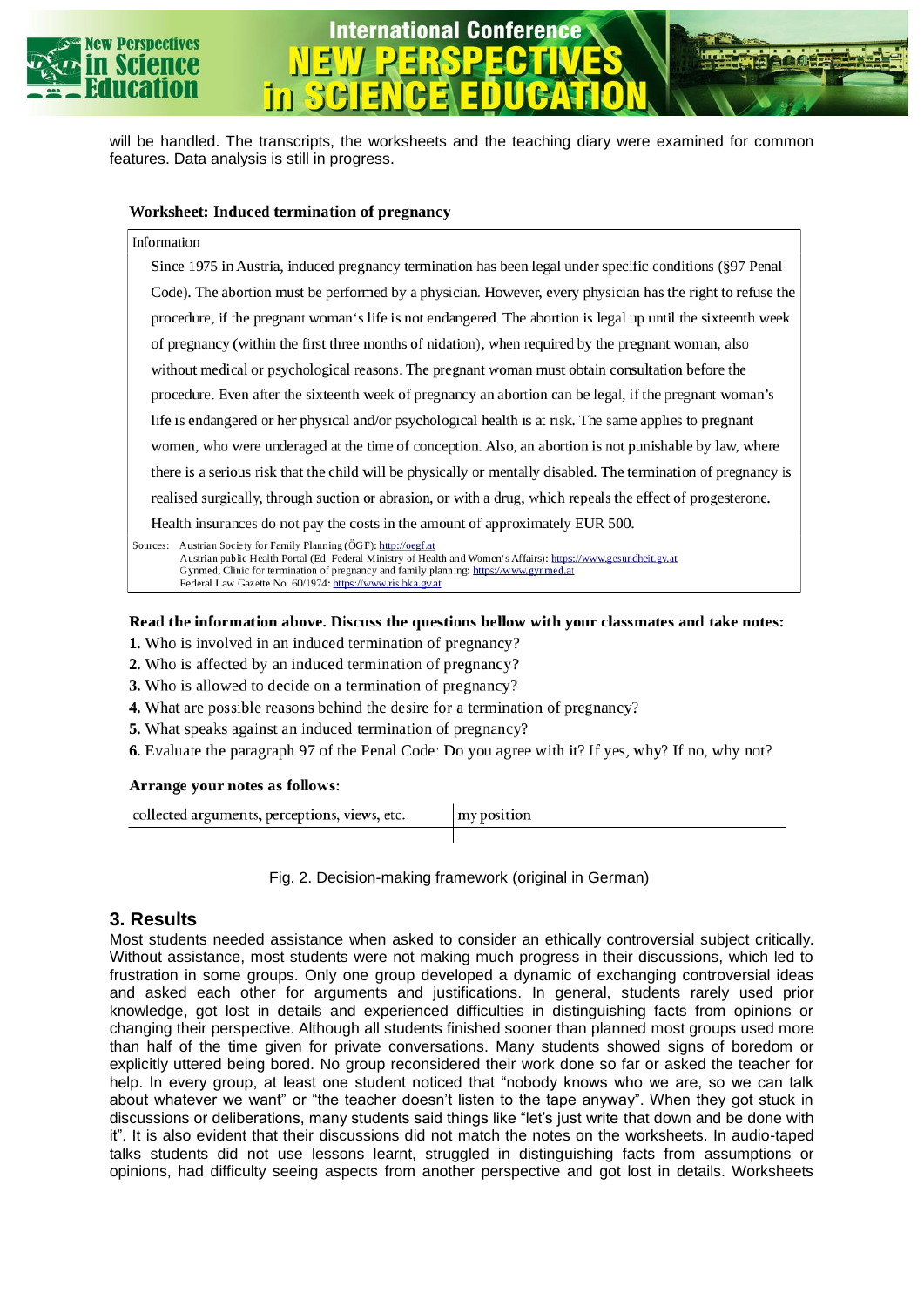will be handled. The transcripts, the worksheets and the teaching diary were examined for common features. Data analysis is still in progress.

**Worksheet: Induced termination of pregnancy**

Information

Since 1975 in Austria, induced pregnancy termination has been legal under specific conditions (§97 Penal Code). The abortion must be performed by a physician. However, every physician has the right to refuse the procedure, if the pregnant woman's life is not endangered. The abortion is legal up until the sixteenth week of pregnancy (within the first three months of nidation), when required by the pregnant woman, also without medical or psychological reasons. The pregnant woman must obtain consultation before the procedure. Even after the sixteenth week of pregnancy an abortion can be legal, if the pregnant woman's life is endangered or her physical and/or psychological health is at risk. The same applies to pregnant women, who were underaged at the time of conception. Also, an abortion is not punishable by law, where there is a serious risk that the child will be physically or mentally disabled. The termination of pregnancy is realised surgically, through suction or abrasion, or with a drug, which repeals the effect of progesterone. Health insurances do not pay the costs in the amount of approximately EUR 500.

Sources: Austrian Society for Family Planning (ÖGF): http://oegf.at
Austrian public Health Portal (Ed. Federal Ministry of Health and Women's Affairs): https://www.gesundheit.gv.at
Gynmed, Clinic for termination of pregnancy and family planning: https://www.gynmed.at
Federal Law Gazette No. 60/1974: https://www.ris.bka.gv.at

**Read the information above. Discuss the questions bellow with your classmates and take notes:**

**1.** Who is involved in an induced termination of pregnancy?
**2.** Who is affected by an induced termination of pregnancy?
**3.** Who is allowed to decide on a termination of pregnancy?
**4.** What are possible reasons behind the desire for a termination of pregnancy?
**5.** What speaks against an induced termination of pregnancy?
**6.** Evaluate the paragraph 97 of the Penal Code: Do you agree with it? If yes, why? If no, why not?

**Arrange your notes as follows:**

| collected arguments, perceptions, views, etc. | my position |
|---|---|
| | |

Fig. 2. Decision-making framework (original in German)

## 3. Results

Most students needed assistance when asked to consider an ethically controversial subject critically. Without assistance, most students were not making much progress in their discussions, which led to frustration in some groups. Only one group developed a dynamic of exchanging controversial ideas and asked each other for arguments and justifications. In general, students rarely used prior knowledge, got lost in details and experienced difficulties in distinguishing facts from opinions or changing their perspective. Although all students finished sooner than planned most groups used more than half of the time given for private conversations. Many students showed signs of boredom or explicitly uttered being bored. No group reconsidered their work done so far or asked the teacher for help. In every group, at least one student noticed that "nobody knows who we are, so we can talk about whatever we want" or "the teacher doesn't listen to the tape anyway". When they got stuck in discussions or deliberations, many students said things like "let's just write that down and be done with it". It is also evident that their discussions did not match the notes on the worksheets. In audio-taped talks students did not use lessons learnt, struggled in distinguishing facts from assumptions or opinions, had difficulty seeing aspects from another perspective and got lost in details. Worksheets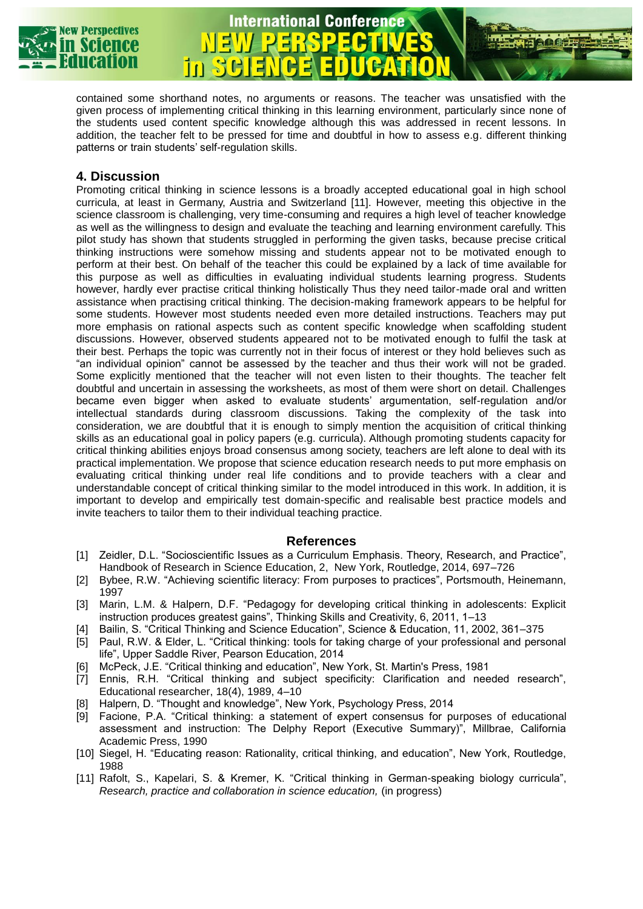contained some shorthand notes, no arguments or reasons. The teacher was unsatisfied with the given process of implementing critical thinking in this learning environment, particularly since none of the students used content specific knowledge although this was addressed in recent lessons. In addition, the teacher felt to be pressed for time and doubtful in how to assess e.g. different thinking patterns or train students' self-regulation skills.

## 4. Discussion

Promoting critical thinking in science lessons is a broadly accepted educational goal in high school curricula, at least in Germany, Austria and Switzerland [11]. However, meeting this objective in the science classroom is challenging, very time-consuming and requires a high level of teacher knowledge as well as the willingness to design and evaluate the teaching and learning environment carefully. This pilot study has shown that students struggled in performing the given tasks, because precise critical thinking instructions were somehow missing and students appear not to be motivated enough to perform at their best. On behalf of the teacher this could be explained by a lack of time available for this purpose as well as difficulties in evaluating individual students learning progress. Students however, hardly ever practise critical thinking holistically Thus they need tailor-made oral and written assistance when practising critical thinking. The decision-making framework appears to be helpful for some students. However most students needed even more detailed instructions. Teachers may put more emphasis on rational aspects such as content specific knowledge when scaffolding student discussions. However, observed students appeared not to be motivated enough to fulfil the task at their best. Perhaps the topic was currently not in their focus of interest or they hold believes such as "an individual opinion" cannot be assessed by the teacher and thus their work will not be graded. Some explicitly mentioned that the teacher will not even listen to their thoughts. The teacher felt doubtful and uncertain in assessing the worksheets, as most of them were short on detail. Challenges became even bigger when asked to evaluate students' argumentation, self-regulation and/or intellectual standards during classroom discussions. Taking the complexity of the task into consideration, we are doubtful that it is enough to simply mention the acquisition of critical thinking skills as an educational goal in policy papers (e.g. curricula). Although promoting students capacity for critical thinking abilities enjoys broad consensus among society, teachers are left alone to deal with its practical implementation. We propose that science education research needs to put more emphasis on evaluating critical thinking under real life conditions and to provide teachers with a clear and understandable concept of critical thinking similar to the model introduced in this work. In addition, it is important to develop and empirically test domain-specific and realisable best practice models and invite teachers to tailor them to their individual teaching practice.

## References

[1] Zeidler, D.L. "Socioscientific Issues as a Curriculum Emphasis. Theory, Research, and Practice", Handbook of Research in Science Education, 2, New York, Routledge, 2014, 697–726

[2] Bybee, R.W. "Achieving scientific literacy: From purposes to practices", Portsmouth, Heinemann, 1997

[3] Marin, L.M. & Halpern, D.F. "Pedagogy for developing critical thinking in adolescents: Explicit instruction produces greatest gains", Thinking Skills and Creativity, 6, 2011, 1–13

[4] Bailin, S. "Critical Thinking and Science Education", Science & Education, 11, 2002, 361–375

[5] Paul, R.W. & Elder, L. "Critical thinking: tools for taking charge of your professional and personal life", Upper Saddle River, Pearson Education, 2014

[6] McPeck, J.E. "Critical thinking and education", New York, St. Martin's Press, 1981

[7] Ennis, R.H. "Critical thinking and subject specificity: Clarification and needed research", Educational researcher, 18(4), 1989, 4–10

[8] Halpern, D. "Thought and knowledge", New York, Psychology Press, 2014

[9] Facione, P.A. "Critical thinking: a statement of expert consensus for purposes of educational assessment and instruction: The Delphy Report (Executive Summary)", Millbrae, California Academic Press, 1990

[10] Siegel, H. "Educating reason: Rationality, critical thinking, and education", New York, Routledge, 1988

[11] Rafolt, S., Kapelari, S. & Kremer, K. "Critical thinking in German-speaking biology curricula", *Research, practice and collaboration in science education,* (in progress)